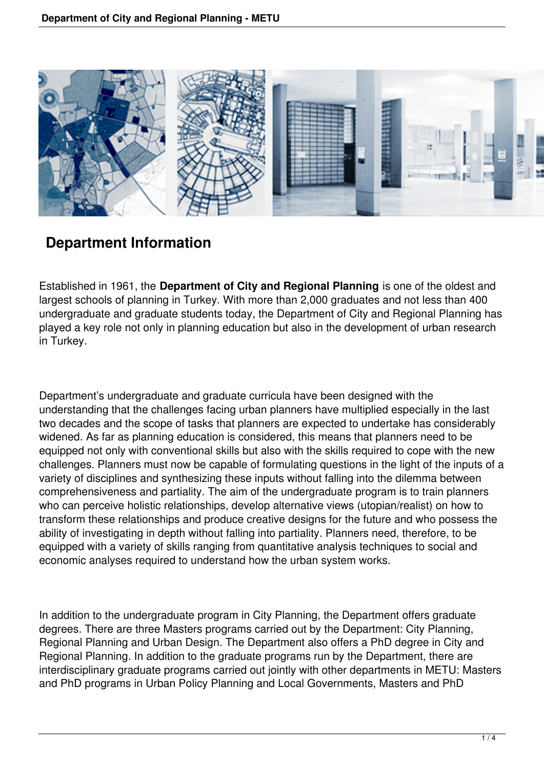## Department Information

Established in 1961, the **Department of City and Regional Planning** is one of the oldest and largest schools of planning in Turkey. With more than 2,000 graduates and not less than 400 undergraduate and graduate students today, the Department of City and Regional Planning has played a key role not only in planning education but also in the development of urban research in Turkey.

Department's undergraduate and graduate curricula have been designed with the understanding that the challenges facing urban planners have multiplied especially in the last two decades and the scope of tasks that planners are expected to undertake has considerably widened. As far as planning education is considered, this means that planners need to be equipped not only with conventional skills but also with the skills required to cope with the new challenges. Planners must now be capable of formulating questions in the light of the inputs of a variety of disciplines and synthesizing these inputs without falling into the dilemma between comprehensiveness and partiality. The aim of the undergraduate program is to train planners who can perceive holistic relationships, develop alternative views (utopian/realist) on how to transform these relationships and produce creative designs for the future and who possess the ability of investigating in depth without falling into partiality. Planners need, therefore, to be equipped with a variety of skills ranging from quantitative analysis techniques to social and economic analyses required to understand how the urban system works.

In addition to the undergraduate program in City Planning, the Department offers graduate degrees. There are three Masters programs carried out by the Department: City Planning, Regional Planning and Urban Design. The Department also offers a PhD degree in City and Regional Planning. In addition to the graduate programs run by the Department, there are interdisciplinary graduate programs carried out jointly with other departments in METU: Masters and PhD programs in Urban Policy Planning and Local Governments, Masters and PhD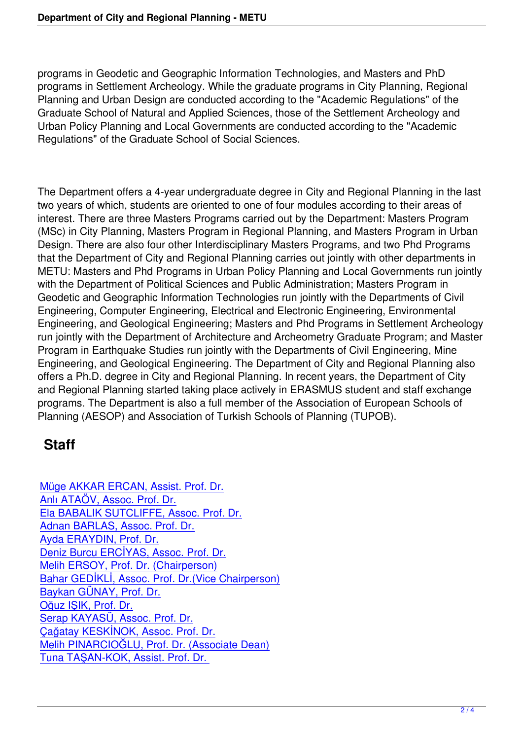programs in Geodetic and Geographic Information Technologies, and Masters and PhD programs in Settlement Archeology. While the graduate programs in City Planning, Regional Planning and Urban Design are conducted according to the "Academic Regulations" of the Graduate School of Natural and Applied Sciences, those of the Settlement Archeology and Urban Policy Planning and Local Governments are conducted according to the "Academic Regulations" of the Graduate School of Social Sciences.

The Department offers a 4-year undergraduate degree in City and Regional Planning in the last two years of which, students are oriented to one of four modules according to their areas of interest. There are three Masters Programs carried out by the Department: Masters Program (MSc) in City Planning, Masters Program in Regional Planning, and Masters Program in Urban Design. There are also four other Interdisciplinary Masters Programs, and two Phd Programs that the Department of City and Regional Planning carries out jointly with other departments in METU: Masters and Phd Programs in Urban Policy Planning and Local Governments run jointly with the Department of Political Sciences and Public Administration; Masters Program in Geodetic and Geographic Information Technologies run jointly with the Departments of Civil Engineering, Computer Engineering, Electrical and Electronic Engineering, Environmental Engineering, and Geological Engineering; Masters and Phd Programs in Settlement Archeology run jointly with the Department of Architecture and Archeometry Graduate Program; and Master Program in Earthquake Studies run jointly with the Departments of Civil Engineering, Mine Engineering, and Geological Engineering. The Department of City and Regional Planning also offers a Ph.D. degree in City and Regional Planning. In recent years, the Department of City and Regional Planning started taking place actively in ERASMUS student and staff exchange programs. The Department is also a full member of the Association of European Schools of Planning (AESOP) and Association of Turkish Schools of Planning (TUPOB).

## Staff

Müge AKKAR ERCAN, Assist. Prof. Dr.
Anlı ATAÖV, Assoc. Prof. Dr.
Ela BABALIK SUTCLIFFE, Assoc. Prof. Dr.
Adnan BARLAS, Assoc. Prof. Dr.
Ayda ERAYDIN, Prof. Dr.
Deniz Burcu ERCİYAS, Assoc. Prof. Dr.
Melih ERSOY, Prof. Dr. (Chairperson)
Bahar GEDİKLİ, Assoc. Prof. Dr.(Vice Chairperson)
Baykan GÜNAY, Prof. Dr.
Oğuz IŞIK, Prof. Dr.
Serap KAYASÜ, Assoc. Prof. Dr.
Çağatay KESKİNOK, Assoc. Prof. Dr.
Melih PINARCIOĞLU, Prof. Dr. (Associate Dean)
Tuna TAŞAN-KOK, Assist. Prof. Dr.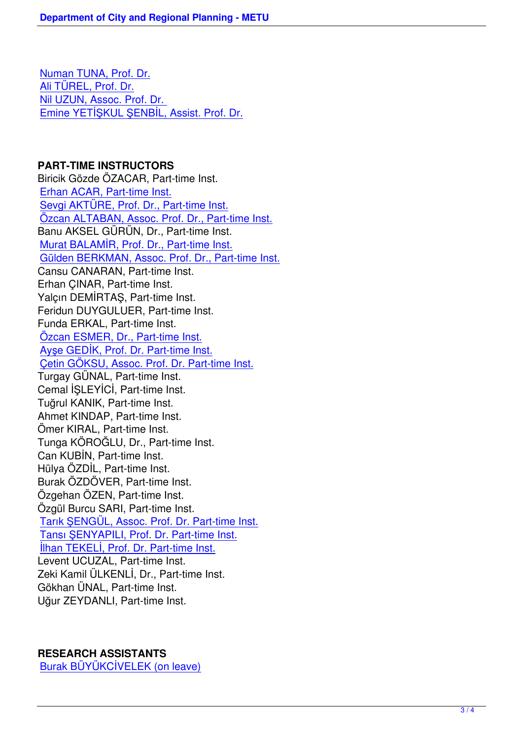Numan TUNA, Prof. Dr.
Ali TÜREL, Prof. Dr.
Nil UZUN, Assoc. Prof. Dr.
Emine YETİŞKUL ŞENBİL, Assist. Prof. Dr.

**PART-TIME INSTRUCTORS**

Biricik Gözde ÖZACAR, Part-time Inst.
Erhan ACAR, Part-time Inst.
Sevgi AKTÜRE, Prof. Dr., Part-time Inst.
Özcan ALTABAN, Assoc. Prof. Dr., Part-time Inst.
Banu AKSEL GÜRÜN, Dr., Part-time Inst.
Murat BALAMİR, Prof. Dr., Part-time Inst.
Gülden BERKMAN, Assoc. Prof. Dr., Part-time Inst.
Cansu CANARAN, Part-time Inst.
Erhan ÇINAR, Part-time Inst.
Yalçın DEMİRTAŞ, Part-time Inst.
Feridun DUYGULUER, Part-time Inst.
Funda ERKAL, Part-time Inst.
Özcan ESMER, Dr., Part-time Inst.
Ayşe GEDİK, Prof. Dr. Part-time Inst.
Çetin GÖKSU, Assoc. Prof. Dr. Part-time Inst.
Turgay GÜNAL, Part-time Inst.
Cemal İŞLEYİCİ, Part-time Inst.
Tuğrul KANIK, Part-time Inst.
Ahmet KINDAP, Part-time Inst.
Ömer KIRAL, Part-time Inst.
Tunga KÖROĞLU, Dr., Part-time Inst.
Can KUBİN, Part-time Inst.
Hülya ÖZDİL, Part-time Inst.
Burak ÖZDÖVER, Part-time Inst.
Özgehan ÖZEN, Part-time Inst.
Özgül Burcu SARI, Part-time Inst.
Tarık ŞENGÜL, Assoc. Prof. Dr. Part-time Inst.
Tansı ŞENYAPILI, Prof. Dr. Part-time Inst.
İlhan TEKELİ, Prof. Dr. Part-time Inst.
Levent UCUZAL, Part-time Inst.
Zeki Kamil ÜLKENLİ, Dr., Part-time Inst.
Gökhan ÜNAL, Part-time Inst.
Uğur ZEYDANLI, Part-time Inst.

**RESEARCH ASSISTANTS**

Burak BÜYÜKCİVELEK (on leave)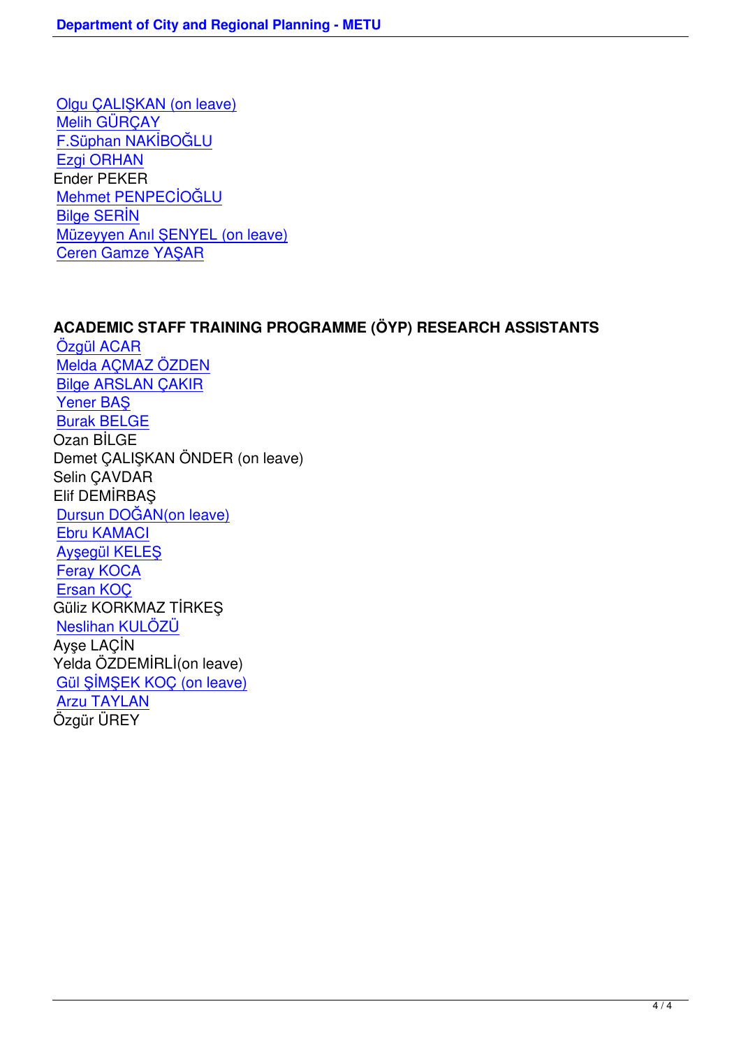Olgu ÇALIŞKAN (on leave)
Melih GÜRÇAY
F.Süphan NAKİBOĞLU
Ezgi ORHAN
Ender PEKER
Mehmet PENPECİOĞLU
Bilge SERİN
Müzeyyen Anıl ŞENYEL (on leave)
Ceren Gamze YAŞAR

**ACADEMIC STAFF TRAINING PROGRAMME (ÖYP) RESEARCH ASSISTANTS**

Özgül ACAR
Melda AÇMAZ ÖZDEN
Bilge ARSLAN ÇAKIR
Yener BAŞ
Burak BELGE
Ozan BİLGE
Demet ÇALIŞKAN ÖNDER (on leave)
Selin ÇAVDAR
Elif DEMİRBAŞ
Dursun DOĞAN(on leave)
Ebru KAMACI
Ayşegül KELEŞ
Feray KOCA
Ersan KOÇ
Güliz KORKMAZ TİRKEŞ
Neslihan KULÖZÜ
Ayşe LAÇİN
Yelda ÖZDEMİRLİ(on leave)
Gül ŞİMŞEK KOÇ (on leave)
Arzu TAYLAN
Özgür ÜREY